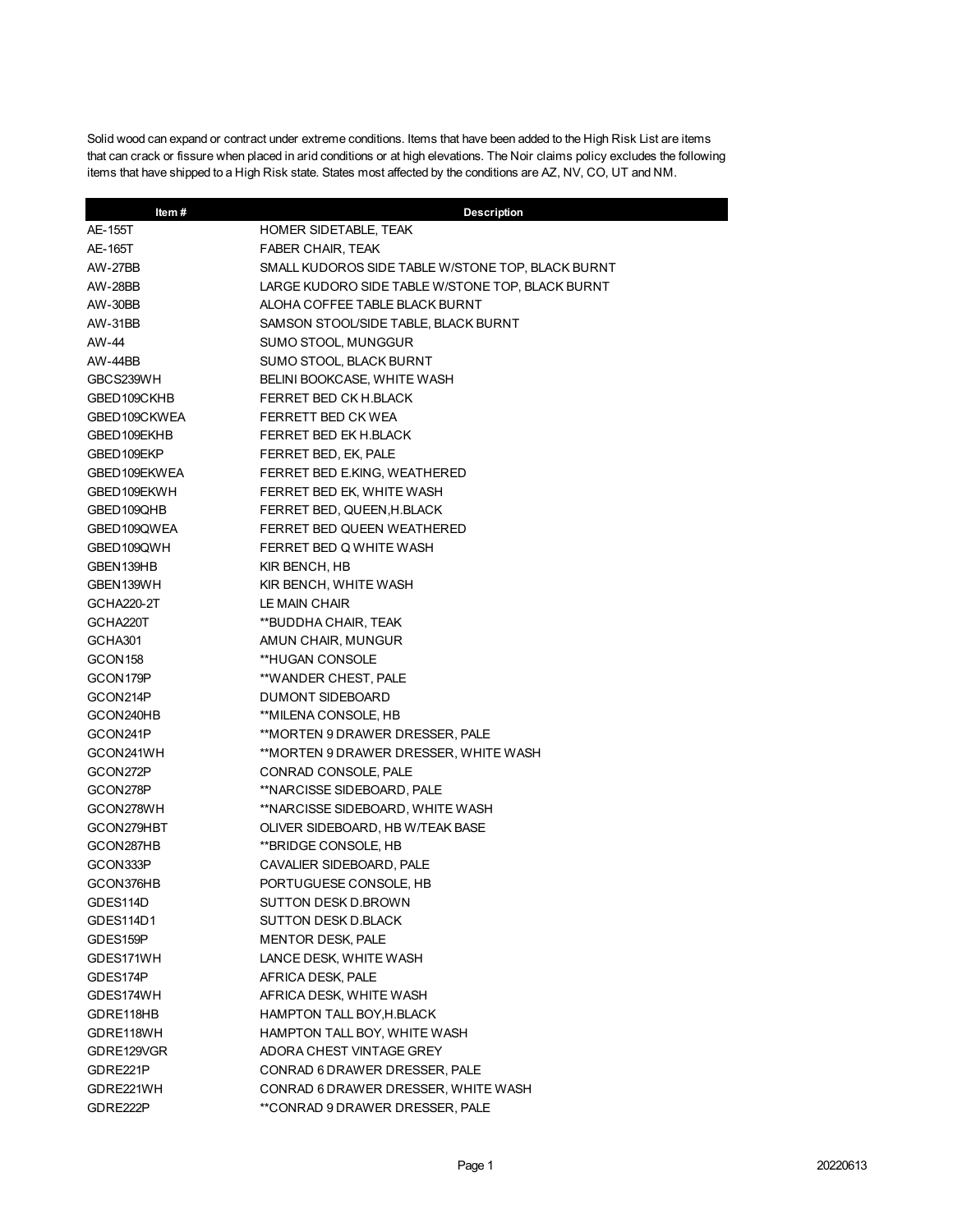Solid wood can expand or contract under extreme conditions. Items that have been added to the High Risk List are items that can crack or fissure when placed in arid conditions or at high elevations. The Noir claims policy excludes the following items that have shipped to a High Risk state. States most affected by the conditions are AZ, NV, CO, UT and NM.

| Item # | Description |
|---|---|
| AE-155T | HOMER SIDETABLE, TEAK |
| AE-165T | FABER CHAIR, TEAK |
| AW-27BB | SMALL KUDOROS SIDE TABLE W/STONE TOP, BLACK BURNT |
| AW-28BB | LARGE KUDORO SIDE TABLE W/STONE TOP, BLACK BURNT |
| AW-30BB | ALOHA COFFEE TABLE BLACK BURNT |
| AW-31BB | SAMSON STOOL/SIDE TABLE, BLACK BURNT |
| AW-44 | SUMO STOOL, MUNGGUR |
| AW-44BB | SUMO STOOL, BLACK BURNT |
| GBCS239WH | BELINI BOOKCASE, WHITE WASH |
| GBED109CKHB | FERRET BED CK H.BLACK |
| GBED109CKWEA | FERRETT BED CK WEA |
| GBED109EKHB | FERRET BED EK H.BLACK |
| GBED109EKP | FERRET BED, EK, PALE |
| GBED109EKWEA | FERRET BED E.KING, WEATHERED |
| GBED109EKWH | FERRET BED EK, WHITE WASH |
| GBED109QHB | FERRET BED, QUEEN,H.BLACK |
| GBED109QWEA | FERRET BED QUEEN WEATHERED |
| GBED109QWH | FERRET BED Q WHITE WASH |
| GBEN139HB | KIR BENCH, HB |
| GBEN139WH | KIR BENCH, WHITE WASH |
| GCHA220-2T | LE MAIN CHAIR |
| GCHA220T | **BUDDHA CHAIR, TEAK |
| GCHA301 | AMUN CHAIR, MUNGUR |
| GCON158 | **HUGAN CONSOLE |
| GCON179P | **WANDER CHEST, PALE |
| GCON214P | DUMONT SIDEBOARD |
| GCON240HB | **MILENA CONSOLE, HB |
| GCON241P | **MORTEN 9 DRAWER DRESSER, PALE |
| GCON241WH | **MORTEN 9 DRAWER DRESSER, WHITE WASH |
| GCON272P | CONRAD CONSOLE, PALE |
| GCON278P | **NARCISSE SIDEBOARD, PALE |
| GCON278WH | **NARCISSE SIDEBOARD, WHITE WASH |
| GCON279HBT | OLIVER SIDEBOARD, HB W/TEAK BASE |
| GCON287HB | **BRIDGE CONSOLE, HB |
| GCON333P | CAVALIER SIDEBOARD, PALE |
| GCON376HB | PORTUGUESE CONSOLE, HB |
| GDES114D | SUTTON DESK D.BROWN |
| GDES114D1 | SUTTON DESK D.BLACK |
| GDES159P | MENTOR DESK, PALE |
| GDES171WH | LANCE DESK, WHITE WASH |
| GDES174P | AFRICA DESK, PALE |
| GDES174WH | AFRICA DESK, WHITE WASH |
| GDRE118HB | HAMPTON TALL BOY,H.BLACK |
| GDRE118WH | HAMPTON TALL BOY, WHITE WASH |
| GDRE129VGR | ADORA CHEST VINTAGE GREY |
| GDRE221P | CONRAD 6 DRAWER DRESSER, PALE |
| GDRE221WH | CONRAD 6 DRAWER DRESSER, WHITE WASH |
| GDRE222P | **CONRAD 9 DRAWER DRESSER, PALE |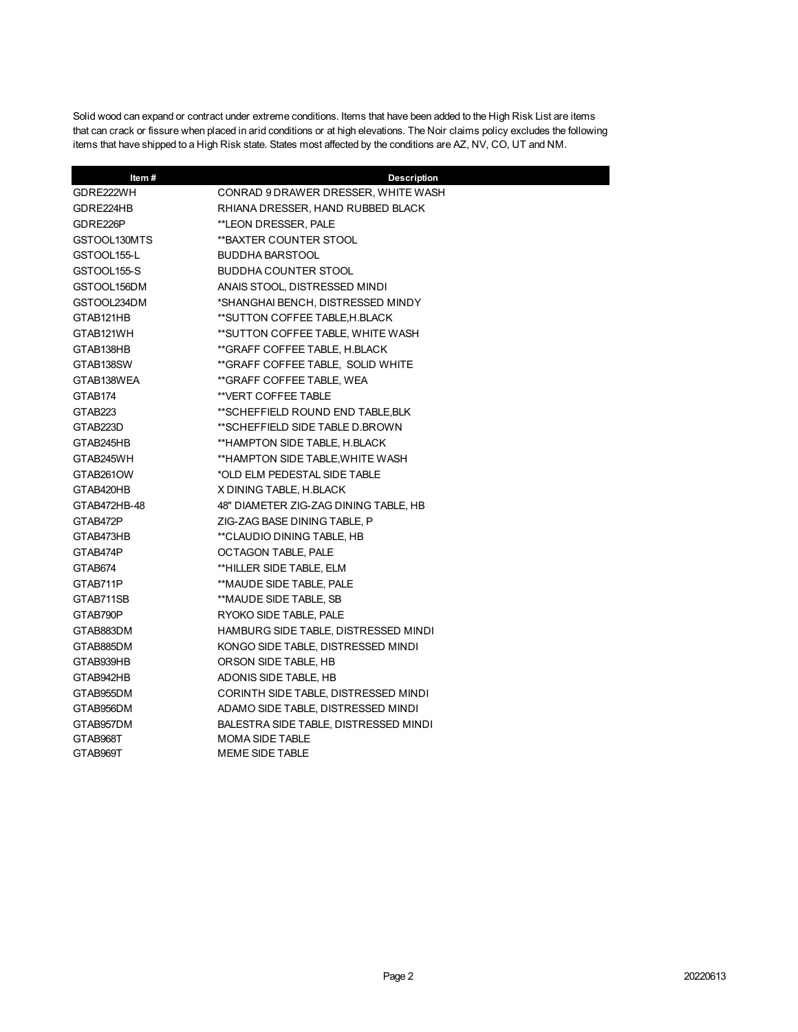Solid wood can expand or contract under extreme conditions. Items that have been added to the High Risk List are items that can crack or fissure when placed in arid conditions or at high elevations. The Noir claims policy excludes the following items that have shipped to a High Risk state. States most affected by the conditions are AZ, NV, CO, UT and NM.

| Item # | Description |
|---|---|
| GDRE222WH | CONRAD 9 DRAWER DRESSER, WHITE WASH |
| GDRE224HB | RHIANA DRESSER, HAND RUBBED BLACK |
| GDRE226P | **LEON DRESSER, PALE |
| GSTOOL130MTS | **BAXTER COUNTER STOOL |
| GSTOOL155-L | BUDDHA BARSTOOL |
| GSTOOL155-S | BUDDHA COUNTER STOOL |
| GSTOOL156DM | ANAIS STOOL, DISTRESSED MINDI |
| GSTOOL234DM | *SHANGHAI BENCH, DISTRESSED MINDY |
| GTAB121HB | **SUTTON COFFEE TABLE,H.BLACK |
| GTAB121WH | **SUTTON COFFEE TABLE, WHITE WASH |
| GTAB138HB | **GRAFF COFFEE TABLE, H.BLACK |
| GTAB138SW | **GRAFF COFFEE TABLE, SOLID WHITE |
| GTAB138WEA | **GRAFF COFFEE TABLE, WEA |
| GTAB174 | **VERT COFFEE TABLE |
| GTAB223 | **SCHEFFIELD ROUND END TABLE,BLK |
| GTAB223D | **SCHEFFIELD SIDE TABLE D.BROWN |
| GTAB245HB | **HAMPTON SIDE TABLE, H.BLACK |
| GTAB245WH | **HAMPTON SIDE TABLE,WHITE WASH |
| GTAB261OW | *OLD ELM PEDESTAL SIDE TABLE |
| GTAB420HB | X DINING TABLE, H.BLACK |
| GTAB472HB-48 | 48" DIAMETER ZIG-ZAG DINING TABLE, HB |
| GTAB472P | ZIG-ZAG BASE DINING TABLE, P |
| GTAB473HB | **CLAUDIO DINING TABLE, HB |
| GTAB474P | OCTAGON TABLE, PALE |
| GTAB674 | **HILLER SIDE TABLE, ELM |
| GTAB711P | **MAUDE SIDE TABLE, PALE |
| GTAB711SB | **MAUDE SIDE TABLE, SB |
| GTAB790P | RYOKO SIDE TABLE, PALE |
| GTAB883DM | HAMBURG SIDE TABLE, DISTRESSED MINDI |
| GTAB885DM | KONGO SIDE TABLE, DISTRESSED MINDI |
| GTAB939HB | ORSON SIDE TABLE, HB |
| GTAB942HB | ADONIS SIDE TABLE, HB |
| GTAB955DM | CORINTH SIDE TABLE, DISTRESSED MINDI |
| GTAB956DM | ADAMO SIDE TABLE, DISTRESSED MINDI |
| GTAB957DM | BALESTRA SIDE TABLE, DISTRESSED MINDI |
| GTAB968T | MOMA SIDE TABLE |
| GTAB969T | MEME SIDE TABLE |

20220613